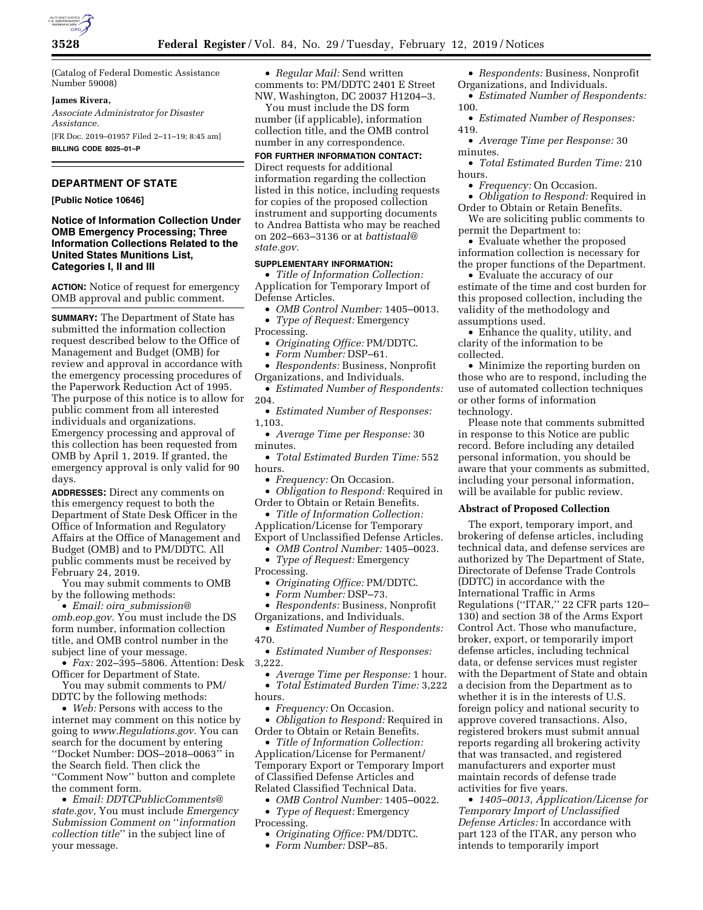(Catalog of Federal Domestic Assistance Number 59008)

**James Rivera,**

*Associate Administrator for Disaster Assistance.*

[FR Doc. 2019–01957 Filed 2–11–19; 8:45 am]

**BILLING CODE 8025–01–P**

## DEPARTMENT OF STATE

**[Public Notice 10646]**

### Notice of Information Collection Under OMB Emergency Processing; Three Information Collections Related to the United States Munitions List, Categories I, II and III

**ACTION:** Notice of request for emergency OMB approval and public comment.

**SUMMARY:** The Department of State has submitted the information collection request described below to the Office of Management and Budget (OMB) for review and approval in accordance with the emergency processing procedures of the Paperwork Reduction Act of 1995. The purpose of this notice is to allow for public comment from all interested individuals and organizations. Emergency processing and approval of this collection has been requested from OMB by April 1, 2019. If granted, the emergency approval is only valid for 90 days.

**ADDRESSES:** Direct any comments on this emergency request to both the Department of State Desk Officer in the Office of Information and Regulatory Affairs at the Office of Management and Budget (OMB) and to PM/DDTC. All public comments must be received by February 24, 2019.

You may submit comments to OMB by the following methods:

• *Email: oira_submission@omb.eop.gov.* You must include the DS form number, information collection title, and OMB control number in the subject line of your message.

• *Fax:* 202–395–5806. Attention: Desk Officer for Department of State.

You may submit comments to PM/DDTC by the following methods:

• *Web:* Persons with access to the internet may comment on this notice by going to *www.Regulations.gov.* You can search for the document by entering ''Docket Number: DOS–2018–0063'' in the Search field. Then click the ''Comment Now'' button and complete the comment form.

• *Email: DDTCPublicComments@state.gov,* You must include *Emergency Submission Comment on* ''*information collection title*'' in the subject line of your message.

• *Regular Mail:* Send written comments to: PM/DDTC 2401 E Street NW, Washington, DC 20037 H1204–3.

You must include the DS form number (if applicable), information collection title, and the OMB control number in any correspondence.

**FOR FURTHER INFORMATION CONTACT:** Direct requests for additional information regarding the collection listed in this notice, including requests for copies of the proposed collection instrument and supporting documents to Andrea Battista who may be reached on 202–663–3136 or at *battistaal@state.gov.*

**SUPPLEMENTARY INFORMATION:**

• *Title of Information Collection:* Application for Temporary Import of Defense Articles.

• *OMB Control Number:* 1405–0013.

• *Type of Request:* Emergency Processing.

• *Originating Office:* PM/DDTC.

• *Form Number:* DSP–61.

• *Respondents:* Business, Nonprofit Organizations, and Individuals.

• *Estimated Number of Respondents:* 204.

• *Estimated Number of Responses:* 1,103.

• *Average Time per Response:* 30 minutes.

• *Total Estimated Burden Time:* 552 hours.

• *Frequency:* On Occasion.

• *Obligation to Respond:* Required in Order to Obtain or Retain Benefits.

• *Title of Information Collection:* Application/License for Temporary Export of Unclassified Defense Articles.

• *OMB Control Number:* 1405–0023.

• *Type of Request:* Emergency Processing.

• *Originating Office:* PM/DDTC.

• *Form Number:* DSP–73.

• *Respondents:* Business, Nonprofit Organizations, and Individuals.

• *Estimated Number of Respondents:* 470.

• *Estimated Number of Responses:* 3,222.

• *Average Time per Response:* 1 hour.

• *Total Estimated Burden Time:* 3,222 hours.

• *Frequency:* On Occasion.

• *Obligation to Respond:* Required in Order to Obtain or Retain Benefits.

• *Title of Information Collection:* Application/License for Permanent/Temporary Export or Temporary Import of Classified Defense Articles and Related Classified Technical Data.

• *OMB Control Number:* 1405–0022.

• *Type of Request:* Emergency Processing.

• *Originating Office:* PM/DDTC.

• *Form Number:* DSP–85.

• *Respondents:* Business, Nonprofit Organizations, and Individuals.

• *Estimated Number of Respondents:* 100.

• *Estimated Number of Responses:* 419.

• *Average Time per Response:* 30 minutes.

• *Total Estimated Burden Time:* 210 hours.

• *Frequency:* On Occasion.

• *Obligation to Respond:* Required in Order to Obtain or Retain Benefits.

We are soliciting public comments to permit the Department to:

• Evaluate whether the proposed information collection is necessary for the proper functions of the Department.

• Evaluate the accuracy of our estimate of the time and cost burden for this proposed collection, including the validity of the methodology and assumptions used.

• Enhance the quality, utility, and clarity of the information to be collected.

• Minimize the reporting burden on those who are to respond, including the use of automated collection techniques or other forms of information technology.

Please note that comments submitted in response to this Notice are public record. Before including any detailed personal information, you should be aware that your comments as submitted, including your personal information, will be available for public review.

**Abstract of Proposed Collection**

The export, temporary import, and brokering of defense articles, including technical data, and defense services are authorized by The Department of State, Directorate of Defense Trade Controls (DDTC) in accordance with the International Traffic in Arms Regulations (''ITAR,'' 22 CFR parts 120–130) and section 38 of the Arms Export Control Act. Those who manufacture, broker, export, or temporarily import defense articles, including technical data, or defense services must register with the Department of State and obtain a decision from the Department as to whether it is in the interests of U.S. foreign policy and national security to approve covered transactions. Also, registered brokers must submit annual reports regarding all brokering activity that was transacted, and registered manufacturers and exporter must maintain records of defense trade activities for five years.

• *1405–0013, Application/License for Temporary Import of Unclassified Defense Articles:* In accordance with part 123 of the ITAR, any person who intends to temporarily import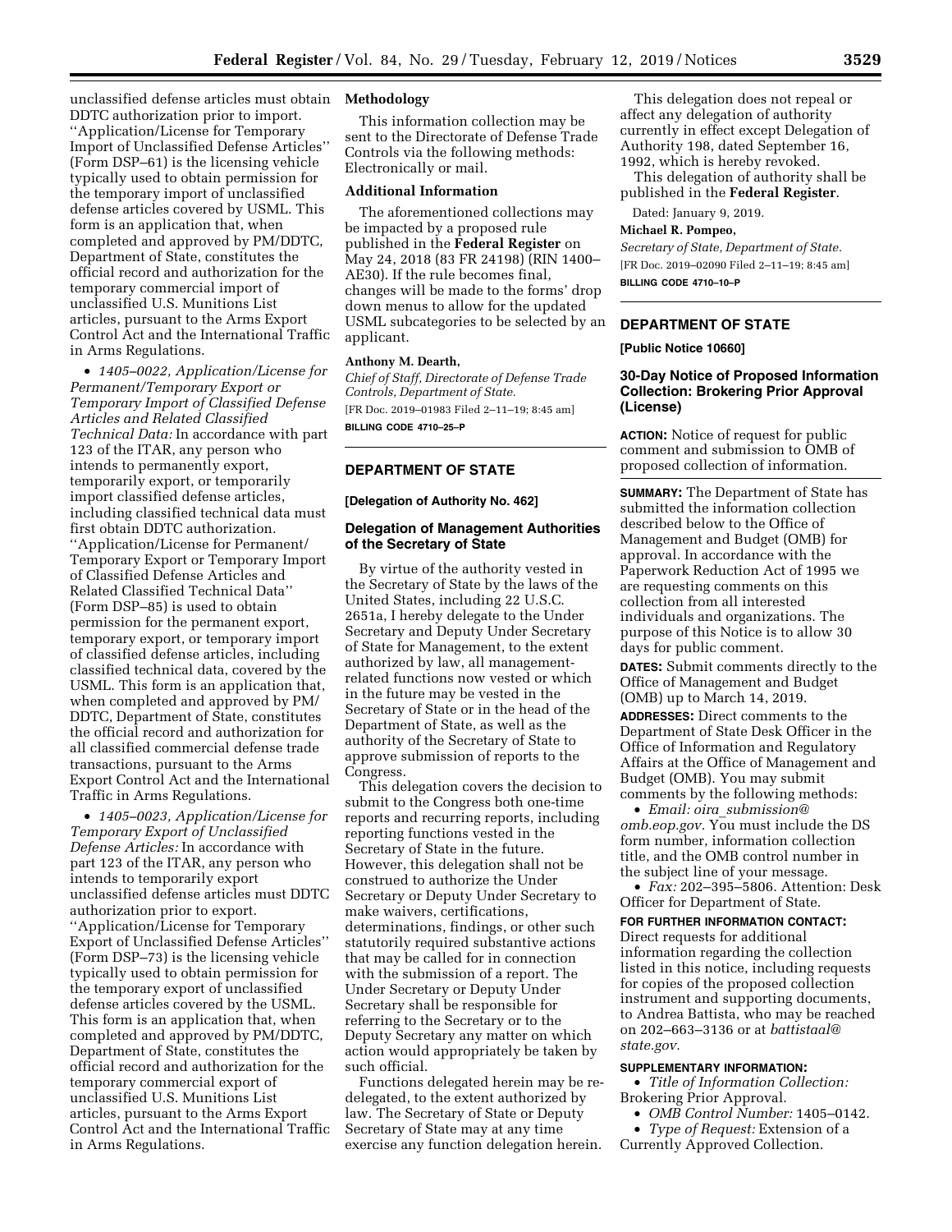unclassified defense articles must obtain DDTC authorization prior to import. ''Application/License for Temporary Import of Unclassified Defense Articles'' (Form DSP–61) is the licensing vehicle typically used to obtain permission for the temporary import of unclassified defense articles covered by USML. This form is an application that, when completed and approved by PM/DDTC, Department of State, constitutes the official record and authorization for the temporary commercial import of unclassified U.S. Munitions List articles, pursuant to the Arms Export Control Act and the International Traffic in Arms Regulations.

- *1405–0022, Application/License for Permanent/Temporary Export or Temporary Import of Classified Defense Articles and Related Classified Technical Data:* In accordance with part 123 of the ITAR, any person who intends to permanently export, temporarily export, or temporarily import classified defense articles, including classified technical data must first obtain DDTC authorization. ''Application/License for Permanent/Temporary Export or Temporary Import of Classified Defense Articles and Related Classified Technical Data'' (Form DSP–85) is used to obtain permission for the permanent export, temporary export, or temporary import of classified defense articles, including classified technical data, covered by the USML. This form is an application that, when completed and approved by PM/DDTC, Department of State, constitutes the official record and authorization for all classified commercial defense trade transactions, pursuant to the Arms Export Control Act and the International Traffic in Arms Regulations.
- *1405–0023, Application/License for Temporary Export of Unclassified Defense Articles:* In accordance with part 123 of the ITAR, any person who intends to temporarily export unclassified defense articles must DDTC authorization prior to export. ''Application/License for Temporary Export of Unclassified Defense Articles'' (Form DSP–73) is the licensing vehicle typically used to obtain permission for the temporary export of unclassified defense articles covered by the USML. This form is an application that, when completed and approved by PM/DDTC, Department of State, constitutes the official record and authorization for the temporary commercial export of unclassified U.S. Munitions List articles, pursuant to the Arms Export Control Act and the International Traffic in Arms Regulations.

**Methodology**

This information collection may be sent to the Directorate of Defense Trade Controls via the following methods: Electronically or mail.

**Additional Information**

The aforementioned collections may be impacted by a proposed rule published in the **Federal Register** on May 24, 2018 (83 FR 24198) (RIN 1400–AE30). If the rule becomes final, changes will be made to the forms' drop down menus to allow for the updated USML subcategories to be selected by an applicant.

**Anthony M. Dearth,**

*Chief of Staff, Directorate of Defense Trade Controls, Department of State.*

[FR Doc. 2019–01983 Filed 2–11–19; 8:45 am]

**BILLING CODE 4710–25–P**

---

## DEPARTMENT OF STATE

**[Delegation of Authority No. 462]**

### Delegation of Management Authorities of the Secretary of State

By virtue of the authority vested in the Secretary of State by the laws of the United States, including 22 U.S.C. 2651a, I hereby delegate to the Under Secretary and Deputy Under Secretary of State for Management, to the extent authorized by law, all management-related functions now vested or which in the future may be vested in the Secretary of State or in the head of the Department of State, as well as the authority of the Secretary of State to approve submission of reports to the Congress.

This delegation covers the decision to submit to the Congress both one-time reports and recurring reports, including reporting functions vested in the Secretary of State in the future. However, this delegation shall not be construed to authorize the Under Secretary or Deputy Under Secretary to make waivers, certifications, determinations, findings, or other such statutorily required substantive actions that may be called for in connection with the submission of a report. The Under Secretary or Deputy Under Secretary shall be responsible for referring to the Secretary or to the Deputy Secretary any matter on which action would appropriately be taken by such official.

Functions delegated herein may be re-delegated, to the extent authorized by law. The Secretary of State or Deputy Secretary of State may at any time exercise any function delegation herein.

This delegation does not repeal or affect any delegation of authority currently in effect except Delegation of Authority 198, dated September 16, 1992, which is hereby revoked.

This delegation of authority shall be published in the **Federal Register**.

Dated: January 9, 2019.

**Michael R. Pompeo,**

*Secretary of State, Department of State.*

[FR Doc. 2019–02090 Filed 2–11–19; 8:45 am]

**BILLING CODE 4710–10–P**

---

## DEPARTMENT OF STATE

**[Public Notice 10660]**

### 30-Day Notice of Proposed Information Collection: Brokering Prior Approval (License)

**ACTION:** Notice of request for public comment and submission to OMB of proposed collection of information.

**SUMMARY:** The Department of State has submitted the information collection described below to the Office of Management and Budget (OMB) for approval. In accordance with the Paperwork Reduction Act of 1995 we are requesting comments on this collection from all interested individuals and organizations. The purpose of this Notice is to allow 30 days for public comment.

**DATES:** Submit comments directly to the Office of Management and Budget (OMB) up to March 14, 2019.

**ADDRESSES:** Direct comments to the Department of State Desk Officer in the Office of Information and Regulatory Affairs at the Office of Management and Budget (OMB). You may submit comments by the following methods:

- *Email: oira_submission@omb.eop.gov.* You must include the DS form number, information collection title, and the OMB control number in the subject line of your message.
- *Fax:* 202–395–5806. Attention: Desk Officer for Department of State.

**FOR FURTHER INFORMATION CONTACT:** Direct requests for additional information regarding the collection listed in this notice, including requests for copies of the proposed collection instrument and supporting documents, to Andrea Battista, who may be reached on 202–663–3136 or at *battistaal@state.gov.*

**SUPPLEMENTARY INFORMATION:**

- *Title of Information Collection:* Brokering Prior Approval.
- *OMB Control Number:* 1405–0142.
- *Type of Request:* Extension of a Currently Approved Collection.